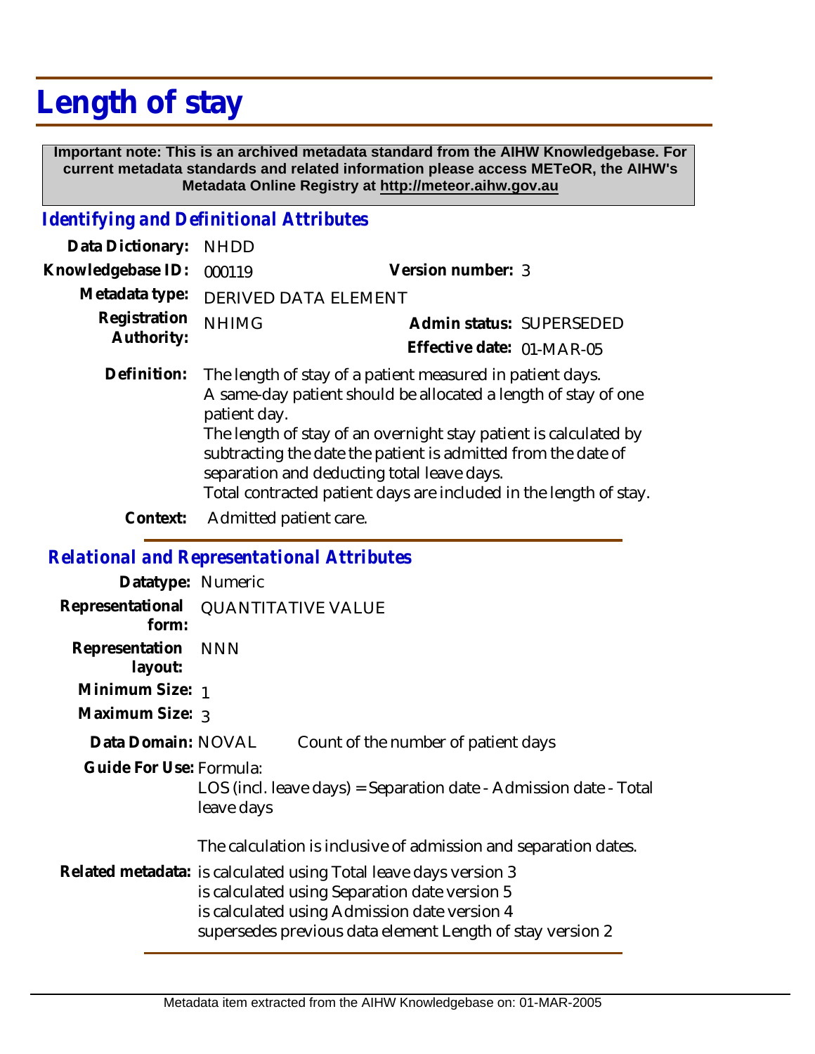# Length of stay

**Important note: This is an archived metadata standard from the AIHW Knowledgebase. For current metadata standards and related information please access METeOR, the AIHW's Metadata Online Registry at http://meteor.aihw.gov.au**

## *Identifying and Definitional Attributes*

**Data Dictionary:** NHDD

**Knowledgebase ID:** 000119

**Version number:** 3

**Metadata type:** DERIVED DATA ELEMENT

**Registration Authority:** NHIMG

**Admin status:** SUPERSEDED

**Effective date:** 01-MAR-05

**Definition:** The length of stay of a patient measured in patient days.
A same-day patient should be allocated a length of stay of one patient day.
The length of stay of an overnight stay patient is calculated by subtracting the date the patient is admitted from the date of separation and deducting total leave days.
Total contracted patient days are included in the length of stay.

**Context:** Admitted patient care.

## *Relational and Representational Attributes*

**Datatype:** Numeric

**Representational form:** QUANTITATIVE VALUE

**Representation layout:** NNN

**Minimum Size:** 1

**Maximum Size:** 3

**Data Domain:** NOVAL Count of the number of patient days

**Guide For Use:** Formula:
LOS (incl. leave days) = Separation date - Admission date - Total leave days

The calculation is inclusive of admission and separation dates.

**Related metadata:** is calculated using Total leave days version 3
is calculated using Separation date version 5
is calculated using Admission date version 4
supersedes previous data element Length of stay version 2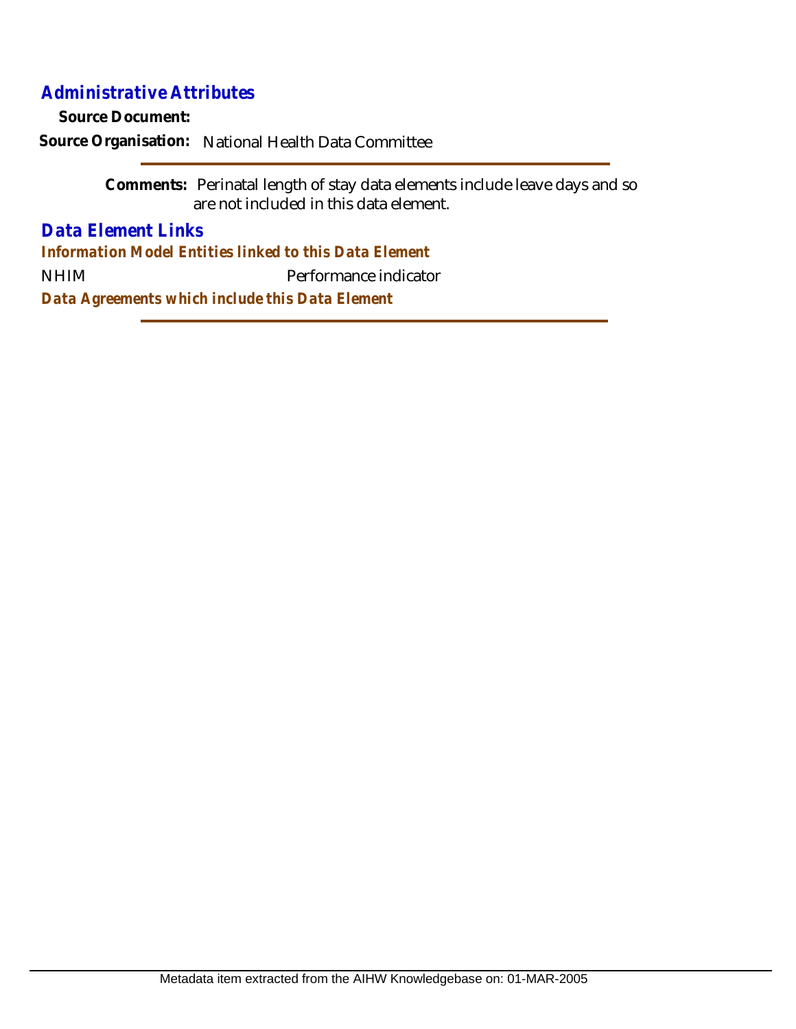## Administrative Attributes

**Source Document:**

**Source Organisation:** National Health Data Committee

---

**Comments:** Perinatal length of stay data elements include leave days and so are not included in this data element.

## Data Element Links

***Information Model Entities linked to this Data Element***

NHIM Performance indicator

***Data Agreements which include this Data Element***

---

Metadata item extracted from the AIHW Knowledgebase on: 01-MAR-2005